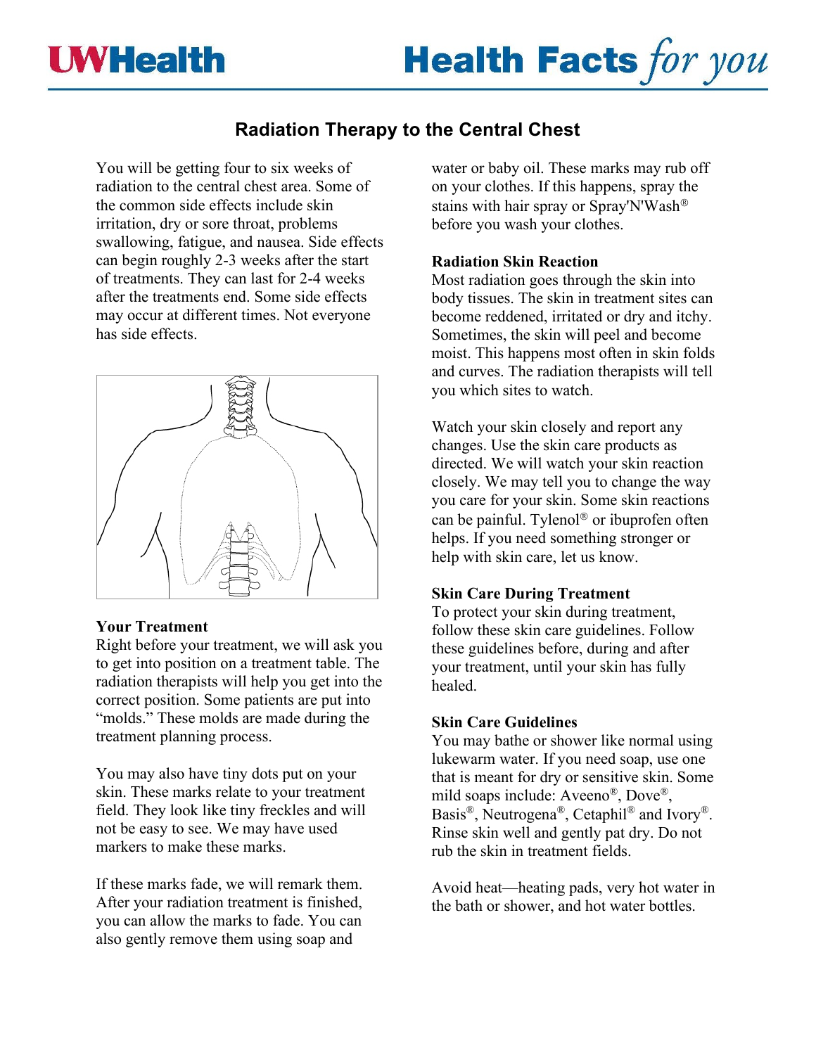# Radiation Therapy to the Central Chest

You will be getting four to six weeks of radiation to the central chest area. Some of the common side effects include skin irritation, dry or sore throat, problems swallowing, fatigue, and nausea. Side effects can begin roughly 2-3 weeks after the start of treatments. They can last for 2-4 weeks after the treatments end. Some side effects may occur at different times. Not everyone has side effects.

## Your Treatment

Right before your treatment, we will ask you to get into position on a treatment table. The radiation therapists will help you get into the correct position. Some patients are put into "molds." These molds are made during the treatment planning process.

You may also have tiny dots put on your skin. These marks relate to your treatment field. They look like tiny freckles and will not be easy to see. We may have used markers to make these marks.

If these marks fade, we will remark them. After your radiation treatment is finished, you can allow the marks to fade. You can also gently remove them using soap and water or baby oil. These marks may rub off on your clothes. If this happens, spray the stains with hair spray or Spray'N'Wash® before you wash your clothes.

## Radiation Skin Reaction

Most radiation goes through the skin into body tissues. The skin in treatment sites can become reddened, irritated or dry and itchy. Sometimes, the skin will peel and become moist. This happens most often in skin folds and curves. The radiation therapists will tell you which sites to watch.

Watch your skin closely and report any changes. Use the skin care products as directed. We will watch your skin reaction closely. We may tell you to change the way you care for your skin. Some skin reactions can be painful. Tylenol® or ibuprofen often helps. If you need something stronger or help with skin care, let us know.

## Skin Care During Treatment

To protect your skin during treatment, follow these skin care guidelines. Follow these guidelines before, during and after your treatment, until your skin has fully healed.

## Skin Care Guidelines

You may bathe or shower like normal using lukewarm water. If you need soap, use one that is meant for dry or sensitive skin. Some mild soaps include: Aveeno®, Dove®, Basis®, Neutrogena®, Cetaphil® and Ivory®. Rinse skin well and gently pat dry. Do not rub the skin in treatment fields.

Avoid heat—heating pads, very hot water in the bath or shower, and hot water bottles.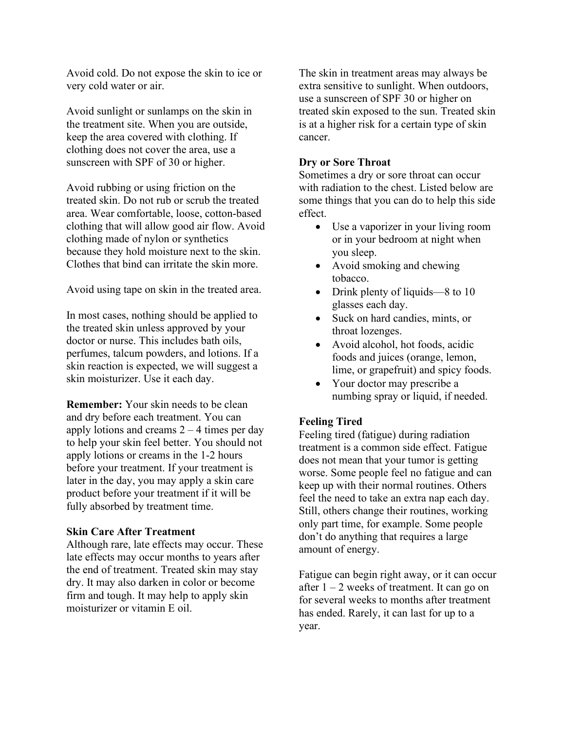Avoid cold. Do not expose the skin to ice or very cold water or air.

Avoid sunlight or sunlamps on the skin in the treatment site. When you are outside, keep the area covered with clothing. If clothing does not cover the area, use a sunscreen with SPF of 30 or higher.

Avoid rubbing or using friction on the treated skin. Do not rub or scrub the treated area. Wear comfortable, loose, cotton-based clothing that will allow good air flow. Avoid clothing made of nylon or synthetics because they hold moisture next to the skin. Clothes that bind can irritate the skin more.

Avoid using tape on skin in the treated area.

In most cases, nothing should be applied to the treated skin unless approved by your doctor or nurse. This includes bath oils, perfumes, talcum powders, and lotions. If a skin reaction is expected, we will suggest a skin moisturizer. Use it each day.

**Remember:** Your skin needs to be clean and dry before each treatment. You can apply lotions and creams 2 – 4 times per day to help your skin feel better. You should not apply lotions or creams in the 1-2 hours before your treatment. If your treatment is later in the day, you may apply a skin care product before your treatment if it will be fully absorbed by treatment time.

**Skin Care After Treatment**

Although rare, late effects may occur. These late effects may occur months to years after the end of treatment. Treated skin may stay dry. It may also darken in color or become firm and tough. It may help to apply skin moisturizer or vitamin E oil.

The skin in treatment areas may always be extra sensitive to sunlight. When outdoors, use a sunscreen of SPF 30 or higher on treated skin exposed to the sun. Treated skin is at a higher risk for a certain type of skin cancer.

**Dry or Sore Throat**

Sometimes a dry or sore throat can occur with radiation to the chest. Listed below are some things that you can do to help this side effect.

- Use a vaporizer in your living room or in your bedroom at night when you sleep.
- Avoid smoking and chewing tobacco.
- Drink plenty of liquids—8 to 10 glasses each day.
- Suck on hard candies, mints, or throat lozenges.
- Avoid alcohol, hot foods, acidic foods and juices (orange, lemon, lime, or grapefruit) and spicy foods.
- Your doctor may prescribe a numbing spray or liquid, if needed.

**Feeling Tired**

Feeling tired (fatigue) during radiation treatment is a common side effect. Fatigue does not mean that your tumor is getting worse. Some people feel no fatigue and can keep up with their normal routines. Others feel the need to take an extra nap each day. Still, others change their routines, working only part time, for example. Some people don't do anything that requires a large amount of energy.

Fatigue can begin right away, or it can occur after 1 – 2 weeks of treatment. It can go on for several weeks to months after treatment has ended. Rarely, it can last for up to a year.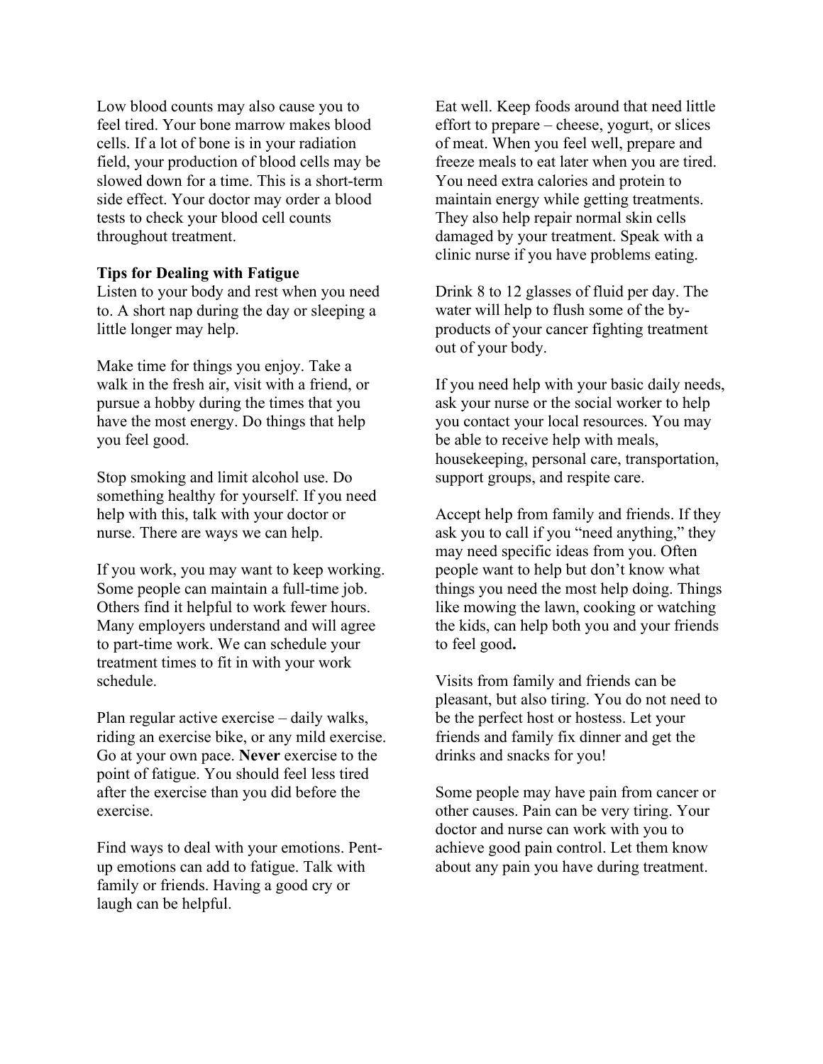Low blood counts may also cause you to feel tired. Your bone marrow makes blood cells. If a lot of bone is in your radiation field, your production of blood cells may be slowed down for a time. This is a short-term side effect. Your doctor may order a blood tests to check your blood cell counts throughout treatment.

**Tips for Dealing with Fatigue**

Listen to your body and rest when you need to. A short nap during the day or sleeping a little longer may help.

Make time for things you enjoy. Take a walk in the fresh air, visit with a friend, or pursue a hobby during the times that you have the most energy. Do things that help you feel good.

Stop smoking and limit alcohol use. Do something healthy for yourself. If you need help with this, talk with your doctor or nurse. There are ways we can help.

If you work, you may want to keep working. Some people can maintain a full-time job. Others find it helpful to work fewer hours. Many employers understand and will agree to part-time work. We can schedule your treatment times to fit in with your work schedule.

Plan regular active exercise – daily walks, riding an exercise bike, or any mild exercise. Go at your own pace. **Never** exercise to the point of fatigue. You should feel less tired after the exercise than you did before the exercise.

Find ways to deal with your emotions. Pent-up emotions can add to fatigue. Talk with family or friends. Having a good cry or laugh can be helpful.

Eat well. Keep foods around that need little effort to prepare – cheese, yogurt, or slices of meat. When you feel well, prepare and freeze meals to eat later when you are tired. You need extra calories and protein to maintain energy while getting treatments. They also help repair normal skin cells damaged by your treatment. Speak with a clinic nurse if you have problems eating.

Drink 8 to 12 glasses of fluid per day. The water will help to flush some of the by-products of your cancer fighting treatment out of your body.

If you need help with your basic daily needs, ask your nurse or the social worker to help you contact your local resources. You may be able to receive help with meals, housekeeping, personal care, transportation, support groups, and respite care.

Accept help from family and friends. If they ask you to call if you "need anything," they may need specific ideas from you. Often people want to help but don't know what things you need the most help doing. Things like mowing the lawn, cooking or watching the kids, can help both you and your friends to feel good.

Visits from family and friends can be pleasant, but also tiring. You do not need to be the perfect host or hostess. Let your friends and family fix dinner and get the drinks and snacks for you!

Some people may have pain from cancer or other causes. Pain can be very tiring. Your doctor and nurse can work with you to achieve good pain control. Let them know about any pain you have during treatment.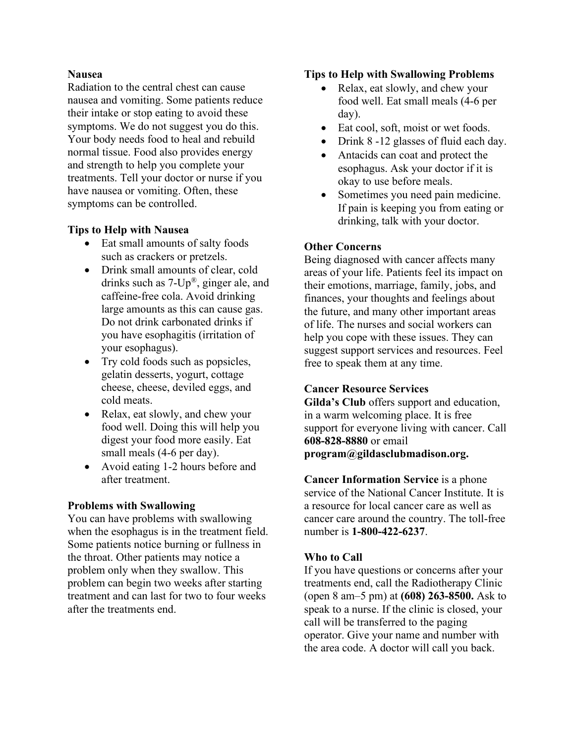## Nausea

Radiation to the central chest can cause nausea and vomiting. Some patients reduce their intake or stop eating to avoid these symptoms. We do not suggest you do this. Your body needs food to heal and rebuild normal tissue. Food also provides energy and strength to help you complete your treatments. Tell your doctor or nurse if you have nausea or vomiting. Often, these symptoms can be controlled.

## Tips to Help with Nausea

- Eat small amounts of salty foods such as crackers or pretzels.
- Drink small amounts of clear, cold drinks such as 7-Up®, ginger ale, and caffeine-free cola. Avoid drinking large amounts as this can cause gas. Do not drink carbonated drinks if you have esophagitis (irritation of your esophagus).
- Try cold foods such as popsicles, gelatin desserts, yogurt, cottage cheese, cheese, deviled eggs, and cold meats.
- Relax, eat slowly, and chew your food well. Doing this will help you digest your food more easily. Eat small meals (4-6 per day).
- Avoid eating 1-2 hours before and after treatment.

## Problems with Swallowing

You can have problems with swallowing when the esophagus is in the treatment field. Some patients notice burning or fullness in the throat. Other patients may notice a problem only when they swallow. This problem can begin two weeks after starting treatment and can last for two to four weeks after the treatments end.

## Tips to Help with Swallowing Problems

- Relax, eat slowly, and chew your food well. Eat small meals (4-6 per day).
- Eat cool, soft, moist or wet foods.
- Drink 8 -12 glasses of fluid each day.
- Antacids can coat and protect the esophagus. Ask your doctor if it is okay to use before meals.
- Sometimes you need pain medicine. If pain is keeping you from eating or drinking, talk with your doctor.

## Other Concerns

Being diagnosed with cancer affects many areas of your life. Patients feel its impact on their emotions, marriage, family, jobs, and finances, your thoughts and feelings about the future, and many other important areas of life. The nurses and social workers can help you cope with these issues. They can suggest support services and resources. Feel free to speak them at any time.

## Cancer Resource Services

**Gilda's Club** offers support and education, in a warm welcoming place. It is free support for everyone living with cancer. Call **608-828-8880** or email **program@gildasclubmadison.org.**

**Cancer Information Service** is a phone service of the National Cancer Institute. It is a resource for local cancer care as well as cancer care around the country. The toll-free number is **1-800-422-6237**.

## Who to Call

If you have questions or concerns after your treatments end, call the Radiotherapy Clinic (open 8 am–5 pm) at **(608) 263-8500.** Ask to speak to a nurse. If the clinic is closed, your call will be transferred to the paging operator. Give your name and number with the area code. A doctor will call you back.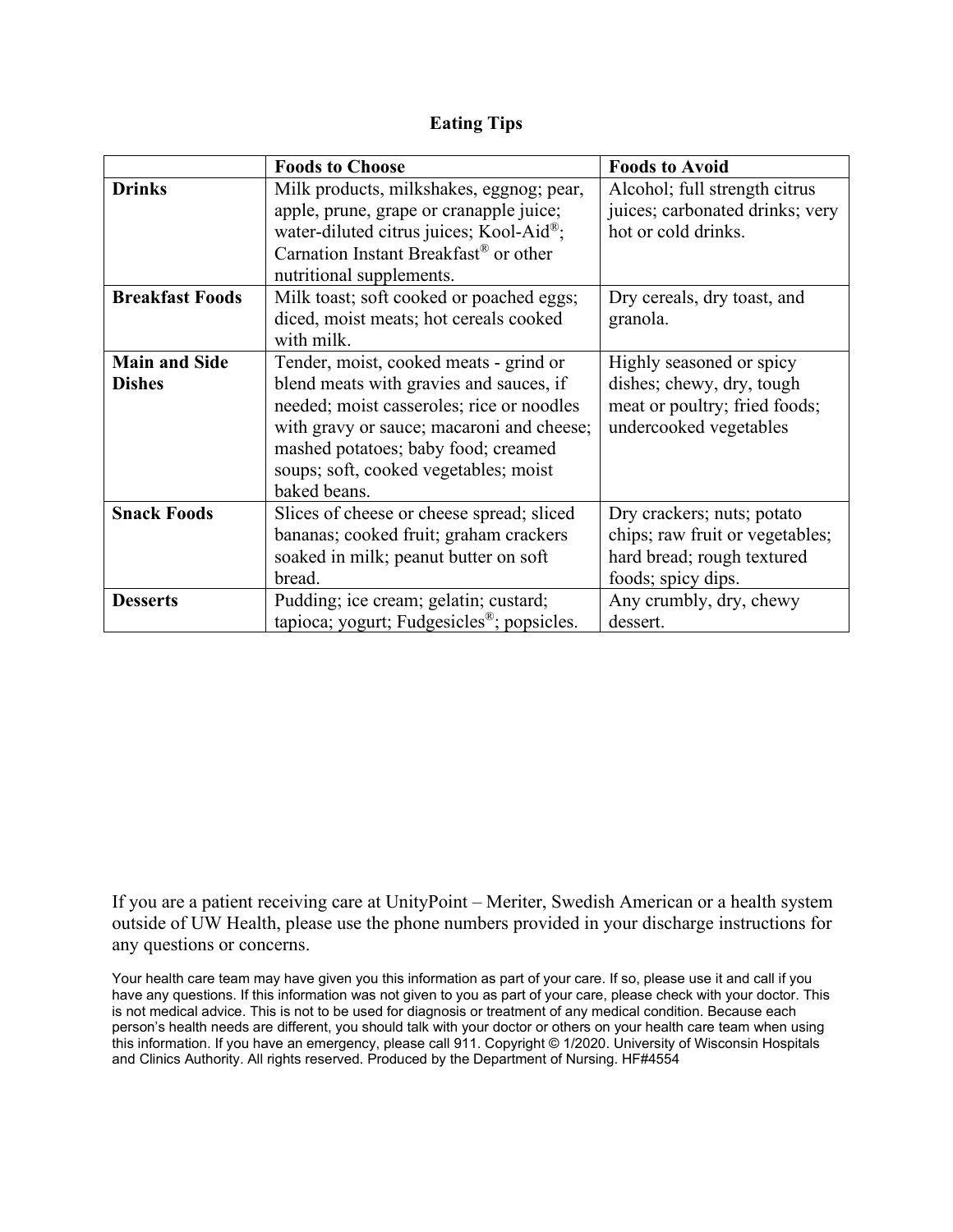## Eating Tips

| | Foods to Choose | Foods to Avoid |
|---|---|---|
| **Drinks** | Milk products, milkshakes, eggnog; pear, apple, prune, grape or cranapple juice; water-diluted citrus juices; Kool-Aid®; Carnation Instant Breakfast® or other nutritional supplements. | Alcohol; full strength citrus juices; carbonated drinks; very hot or cold drinks. |
| **Breakfast Foods** | Milk toast; soft cooked or poached eggs; diced, moist meats; hot cereals cooked with milk. | Dry cereals, dry toast, and granola. |
| **Main and Side Dishes** | Tender, moist, cooked meats - grind or blend meats with gravies and sauces, if needed; moist casseroles; rice or noodles with gravy or sauce; macaroni and cheese; mashed potatoes; baby food; creamed soups; soft, cooked vegetables; moist baked beans. | Highly seasoned or spicy dishes; chewy, dry, tough meat or poultry; fried foods; undercooked vegetables |
| **Snack Foods** | Slices of cheese or cheese spread; sliced bananas; cooked fruit; graham crackers soaked in milk; peanut butter on soft bread. | Dry crackers; nuts; potato chips; raw fruit or vegetables; hard bread; rough textured foods; spicy dips. |
| **Desserts** | Pudding; ice cream; gelatin; custard; tapioca; yogurt; Fudgesicles®; popsicles. | Any crumbly, dry, chewy dessert. |

If you are a patient receiving care at UnityPoint – Meriter, Swedish American or a health system outside of UW Health, please use the phone numbers provided in your discharge instructions for any questions or concerns.

Your health care team may have given you this information as part of your care. If so, please use it and call if you have any questions. If this information was not given to you as part of your care, please check with your doctor. This is not medical advice. This is not to be used for diagnosis or treatment of any medical condition. Because each person's health needs are different, you should talk with your doctor or others on your health care team when using this information. If you have an emergency, please call 911. Copyright © 1/2020. University of Wisconsin Hospitals and Clinics Authority. All rights reserved. Produced by the Department of Nursing. HF#4554